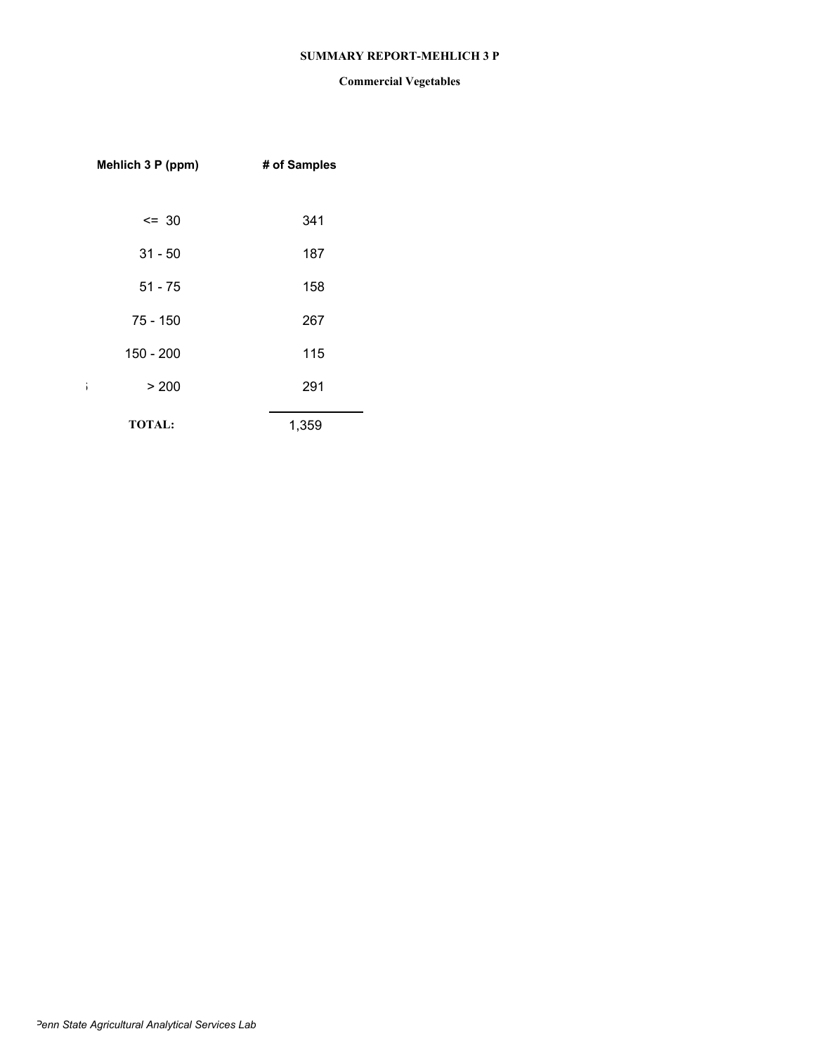# SUMMARY REPORT-MEHLICH 3 P

## Commercial Vegetables

| Mehlich 3 P (ppm) | # of Samples |
|---|---|
| <= 30 | 341 |
| 31 - 50 | 187 |
| 51 - 75 | 158 |
| 75 - 150 | 267 |
| 150 - 200 | 115 |
| > 200 | 291 |
| **TOTAL:** | 1,359 |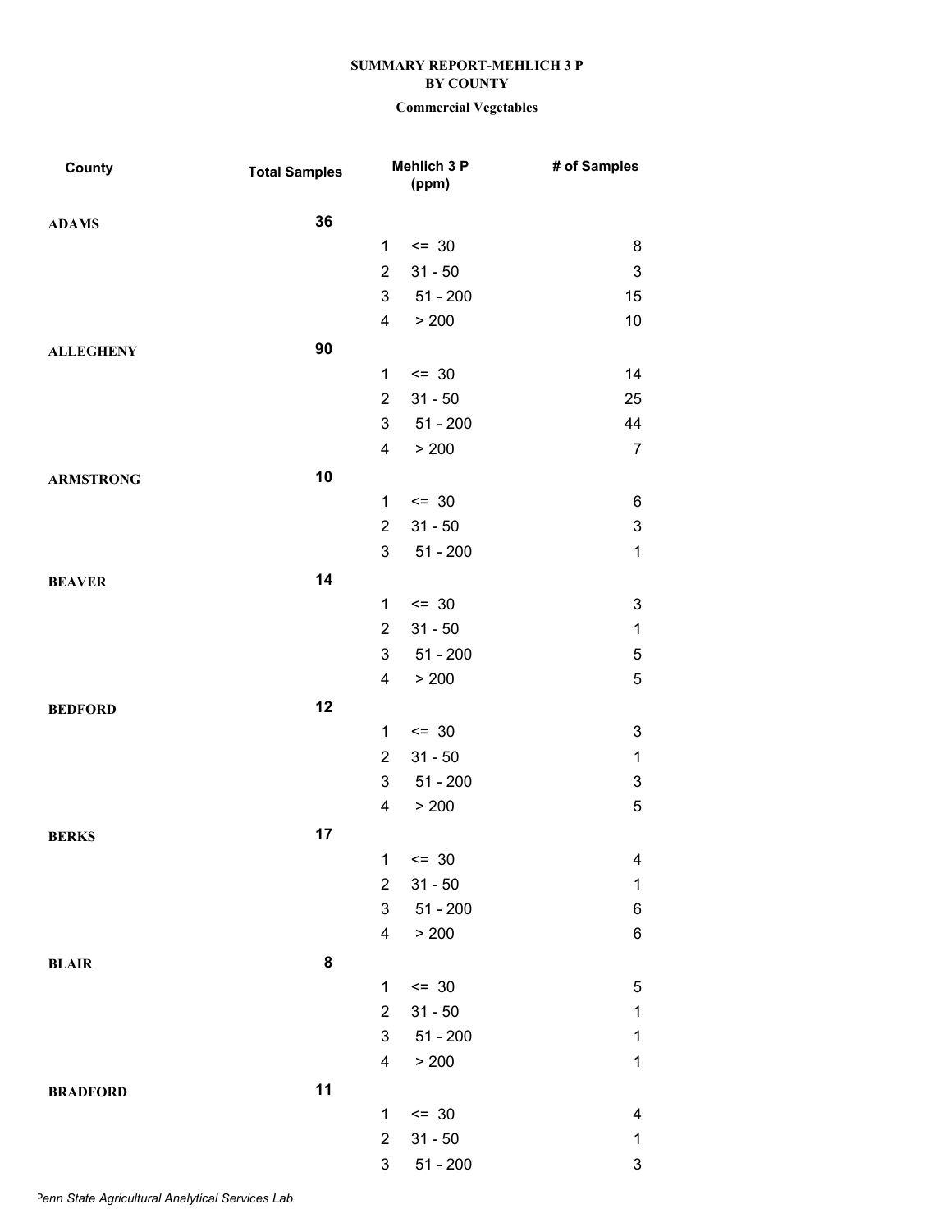**SUMMARY REPORT-MEHLICH 3 P**
**BY COUNTY**

**Commercial Vegetables**

| County | Total Samples | Mehlich 3 P (ppm) | | # of Samples |
|---|---|---|---|---|
| **ADAMS** | **36** | | | |
| | | 1 | <= 30 | 8 |
| | | 2 | 31 - 50 | 3 |
| | | 3 | 51 - 200 | 15 |
| | | 4 | > 200 | 10 |
| **ALLEGHENY** | **90** | | | |
| | | 1 | <= 30 | 14 |
| | | 2 | 31 - 50 | 25 |
| | | 3 | 51 - 200 | 44 |
| | | 4 | > 200 | 7 |
| **ARMSTRONG** | **10** | | | |
| | | 1 | <= 30 | 6 |
| | | 2 | 31 - 50 | 3 |
| | | 3 | 51 - 200 | 1 |
| **BEAVER** | **14** | | | |
| | | 1 | <= 30 | 3 |
| | | 2 | 31 - 50 | 1 |
| | | 3 | 51 - 200 | 5 |
| | | 4 | > 200 | 5 |
| **BEDFORD** | **12** | | | |
| | | 1 | <= 30 | 3 |
| | | 2 | 31 - 50 | 1 |
| | | 3 | 51 - 200 | 3 |
| | | 4 | > 200 | 5 |
| **BERKS** | **17** | | | |
| | | 1 | <= 30 | 4 |
| | | 2 | 31 - 50 | 1 |
| | | 3 | 51 - 200 | 6 |
| | | 4 | > 200 | 6 |
| **BLAIR** | **8** | | | |
| | | 1 | <= 30 | 5 |
| | | 2 | 31 - 50 | 1 |
| | | 3 | 51 - 200 | 1 |
| | | 4 | > 200 | 1 |
| **BRADFORD** | **11** | | | |
| | | 1 | <= 30 | 4 |
| | | 2 | 31 - 50 | 1 |
| | | 3 | 51 - 200 | 3 |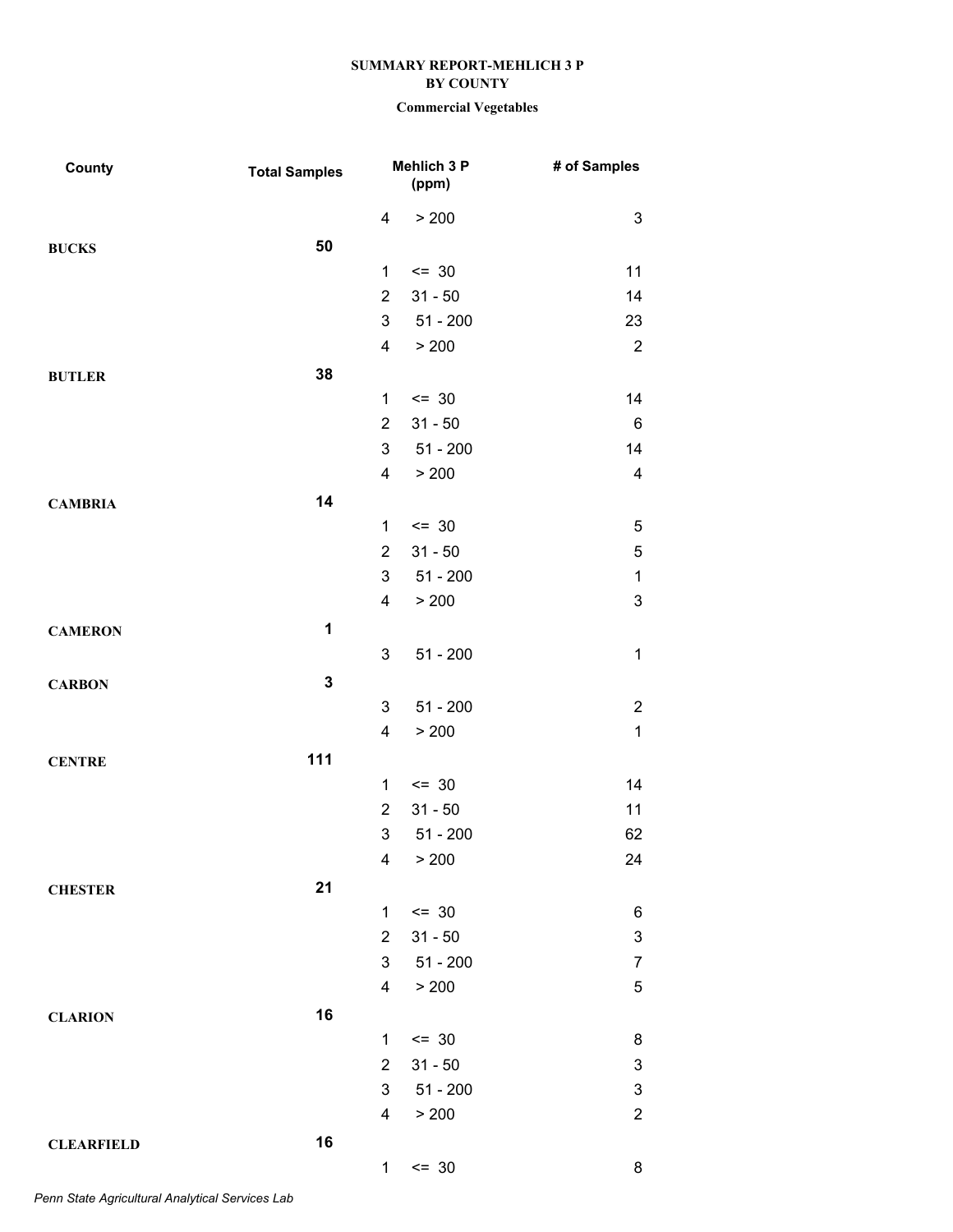**SUMMARY REPORT-MEHLICH 3 P**
**BY COUNTY**

**Commercial Vegetables**

| County | Total Samples | Mehlich 3 P (ppm) | | # of Samples |
|---|---|---|---|---|
| | | 4 | > 200 | 3 |
| **BUCKS** | **50** | | | |
| | | 1 | <= 30 | 11 |
| | | 2 | 31 - 50 | 14 |
| | | 3 | 51 - 200 | 23 |
| | | 4 | > 200 | 2 |
| **BUTLER** | **38** | | | |
| | | 1 | <= 30 | 14 |
| | | 2 | 31 - 50 | 6 |
| | | 3 | 51 - 200 | 14 |
| | | 4 | > 200 | 4 |
| **CAMBRIA** | **14** | | | |
| | | 1 | <= 30 | 5 |
| | | 2 | 31 - 50 | 5 |
| | | 3 | 51 - 200 | 1 |
| | | 4 | > 200 | 3 |
| **CAMERON** | **1** | | | |
| | | 3 | 51 - 200 | 1 |
| **CARBON** | **3** | | | |
| | | 3 | 51 - 200 | 2 |
| | | 4 | > 200 | 1 |
| **CENTRE** | **111** | | | |
| | | 1 | <= 30 | 14 |
| | | 2 | 31 - 50 | 11 |
| | | 3 | 51 - 200 | 62 |
| | | 4 | > 200 | 24 |
| **CHESTER** | **21** | | | |
| | | 1 | <= 30 | 6 |
| | | 2 | 31 - 50 | 3 |
| | | 3 | 51 - 200 | 7 |
| | | 4 | > 200 | 5 |
| **CLARION** | **16** | | | |
| | | 1 | <= 30 | 8 |
| | | 2 | 31 - 50 | 3 |
| | | 3 | 51 - 200 | 3 |
| | | 4 | > 200 | 2 |
| **CLEARFIELD** | **16** | | | |
| | | 1 | <= 30 | 8 |

*Penn State Agricultural Analytical Services Lab*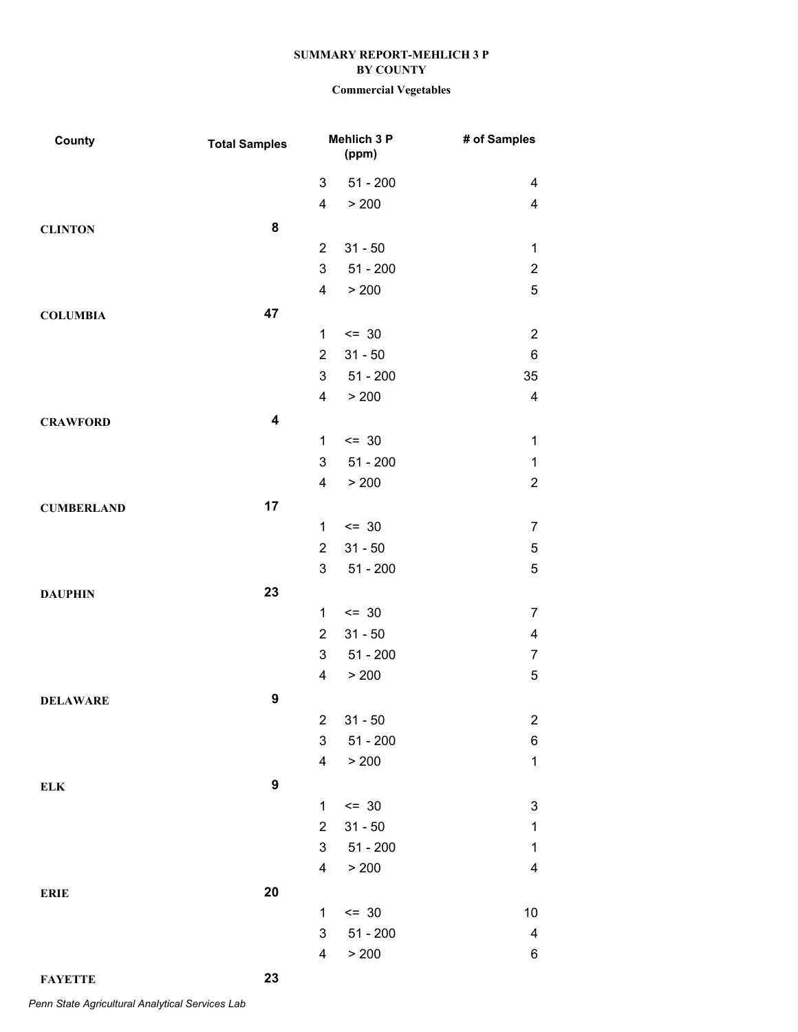**SUMMARY REPORT-MEHLICH 3 P**
**BY COUNTY**
**Commercial Vegetables**

| County | Total Samples | | Mehlich 3 P (ppm) | # of Samples |
|---|---|---|---|---|
| | | 3 | 51 - 200 | 4 |
| | | 4 | > 200 | 4 |
| **CLINTON** | **8** | | | |
| | | 2 | 31 - 50 | 1 |
| | | 3 | 51 - 200 | 2 |
| | | 4 | > 200 | 5 |
| **COLUMBIA** | **47** | | | |
| | | 1 | <= 30 | 2 |
| | | 2 | 31 - 50 | 6 |
| | | 3 | 51 - 200 | 35 |
| | | 4 | > 200 | 4 |
| **CRAWFORD** | **4** | | | |
| | | 1 | <= 30 | 1 |
| | | 3 | 51 - 200 | 1 |
| | | 4 | > 200 | 2 |
| **CUMBERLAND** | **17** | | | |
| | | 1 | <= 30 | 7 |
| | | 2 | 31 - 50 | 5 |
| | | 3 | 51 - 200 | 5 |
| **DAUPHIN** | **23** | | | |
| | | 1 | <= 30 | 7 |
| | | 2 | 31 - 50 | 4 |
| | | 3 | 51 - 200 | 7 |
| | | 4 | > 200 | 5 |
| **DELAWARE** | **9** | | | |
| | | 2 | 31 - 50 | 2 |
| | | 3 | 51 - 200 | 6 |
| | | 4 | > 200 | 1 |
| **ELK** | **9** | | | |
| | | 1 | <= 30 | 3 |
| | | 2 | 31 - 50 | 1 |
| | | 3 | 51 - 200 | 1 |
| | | 4 | > 200 | 4 |
| **ERIE** | **20** | | | |
| | | 1 | <= 30 | 10 |
| | | 3 | 51 - 200 | 4 |
| | | 4 | > 200 | 6 |
| **FAYETTE** | **23** | | | |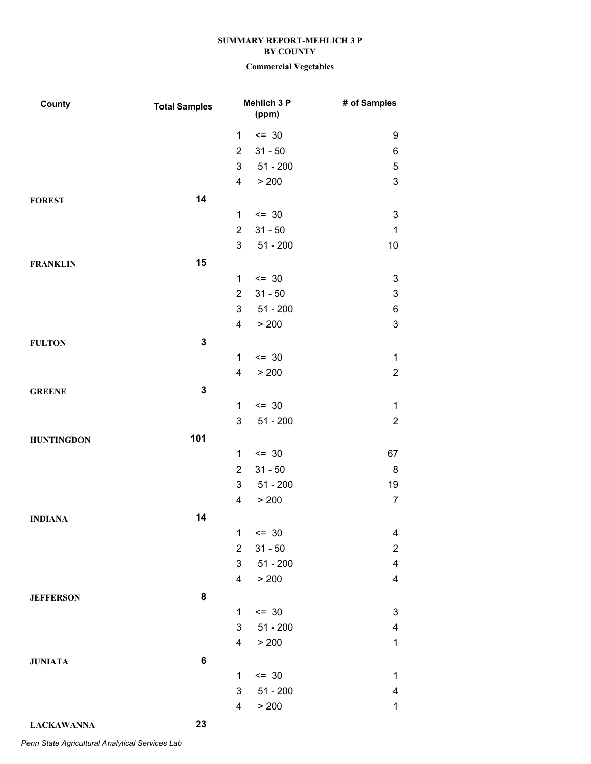**SUMMARY REPORT-MEHLICH 3 P**
**BY COUNTY**

**Commercial Vegetables**

| County | Total Samples | Mehlich 3 P (ppm) | | # of Samples |
|---|---|---|---|---|
| | | 1 | <= 30 | 9 |
| | | 2 | 31 - 50 | 6 |
| | | 3 | 51 - 200 | 5 |
| | | 4 | > 200 | 3 |
| **FOREST** | **14** | | | |
| | | 1 | <= 30 | 3 |
| | | 2 | 31 - 50 | 1 |
| | | 3 | 51 - 200 | 10 |
| **FRANKLIN** | **15** | | | |
| | | 1 | <= 30 | 3 |
| | | 2 | 31 - 50 | 3 |
| | | 3 | 51 - 200 | 6 |
| | | 4 | > 200 | 3 |
| **FULTON** | **3** | | | |
| | | 1 | <= 30 | 1 |
| | | 4 | > 200 | 2 |
| **GREENE** | **3** | | | |
| | | 1 | <= 30 | 1 |
| | | 3 | 51 - 200 | 2 |
| **HUNTINGDON** | **101** | | | |
| | | 1 | <= 30 | 67 |
| | | 2 | 31 - 50 | 8 |
| | | 3 | 51 - 200 | 19 |
| | | 4 | > 200 | 7 |
| **INDIANA** | **14** | | | |
| | | 1 | <= 30 | 4 |
| | | 2 | 31 - 50 | 2 |
| | | 3 | 51 - 200 | 4 |
| | | 4 | > 200 | 4 |
| **JEFFERSON** | **8** | | | |
| | | 1 | <= 30 | 3 |
| | | 3 | 51 - 200 | 4 |
| | | 4 | > 200 | 1 |
| **JUNIATA** | **6** | | | |
| | | 1 | <= 30 | 1 |
| | | 3 | 51 - 200 | 4 |
| | | 4 | > 200 | 1 |
| **LACKAWANNA** | **23** | | | |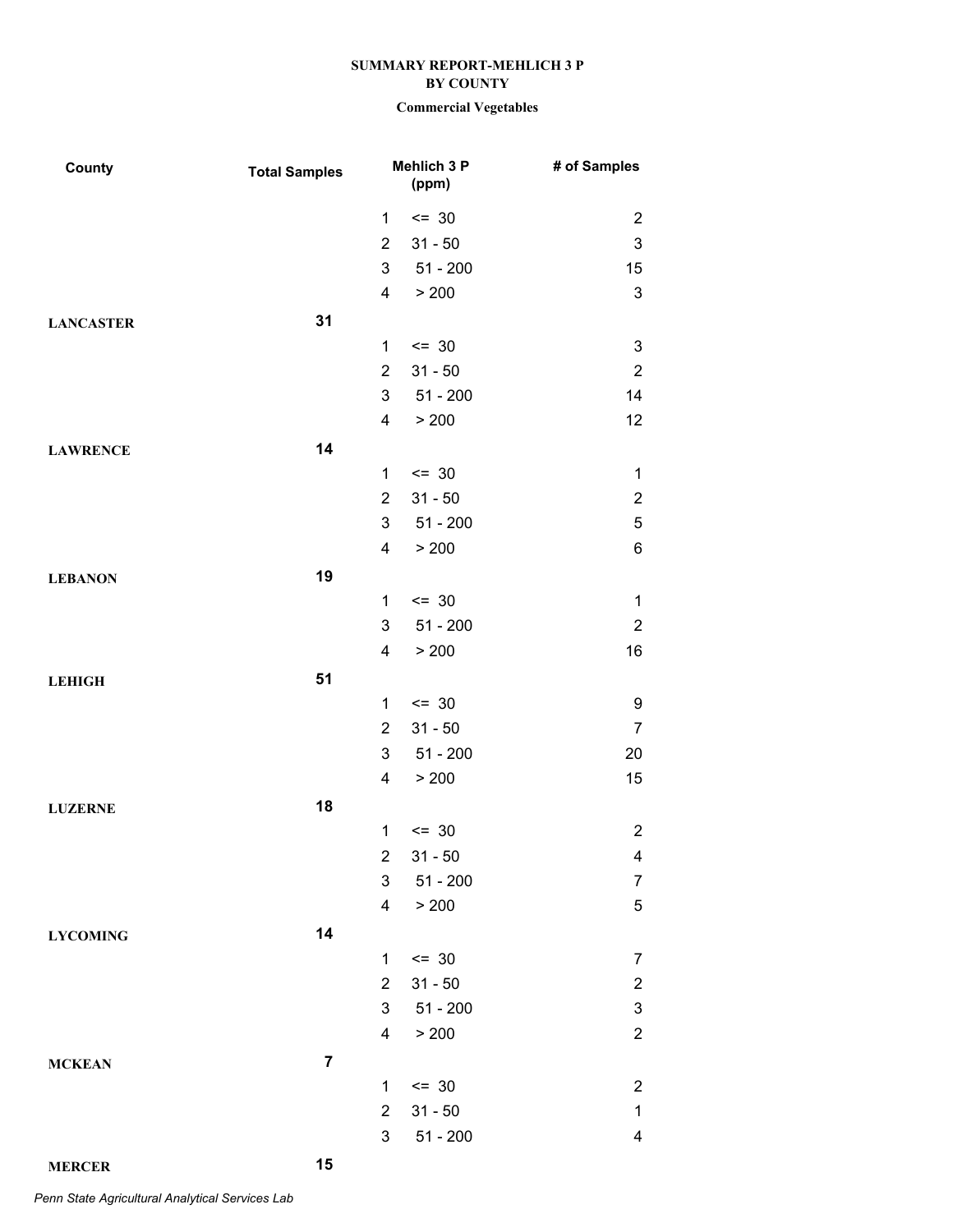**SUMMARY REPORT-MEHLICH 3 P**
**BY COUNTY**

**Commercial Vegetables**

| County | Total Samples | Mehlich 3 P (ppm) | | # of Samples |
|---|---|---|---|---|
| | | 1 | <= 30 | 2 |
| | | 2 | 31 - 50 | 3 |
| | | 3 | 51 - 200 | 15 |
| | | 4 | > 200 | 3 |
| **LANCASTER** | **31** | | | |
| | | 1 | <= 30 | 3 |
| | | 2 | 31 - 50 | 2 |
| | | 3 | 51 - 200 | 14 |
| | | 4 | > 200 | 12 |
| **LAWRENCE** | **14** | | | |
| | | 1 | <= 30 | 1 |
| | | 2 | 31 - 50 | 2 |
| | | 3 | 51 - 200 | 5 |
| | | 4 | > 200 | 6 |
| **LEBANON** | **19** | | | |
| | | 1 | <= 30 | 1 |
| | | 3 | 51 - 200 | 2 |
| | | 4 | > 200 | 16 |
| **LEHIGH** | **51** | | | |
| | | 1 | <= 30 | 9 |
| | | 2 | 31 - 50 | 7 |
| | | 3 | 51 - 200 | 20 |
| | | 4 | > 200 | 15 |
| **LUZERNE** | **18** | | | |
| | | 1 | <= 30 | 2 |
| | | 2 | 31 - 50 | 4 |
| | | 3 | 51 - 200 | 7 |
| | | 4 | > 200 | 5 |
| **LYCOMING** | **14** | | | |
| | | 1 | <= 30 | 7 |
| | | 2 | 31 - 50 | 2 |
| | | 3 | 51 - 200 | 3 |
| | | 4 | > 200 | 2 |
| **MCKEAN** | **7** | | | |
| | | 1 | <= 30 | 2 |
| | | 2 | 31 - 50 | 1 |
| | | 3 | 51 - 200 | 4 |
| **MERCER** | **15** | | | |

*Penn State Agricultural Analytical Services Lab*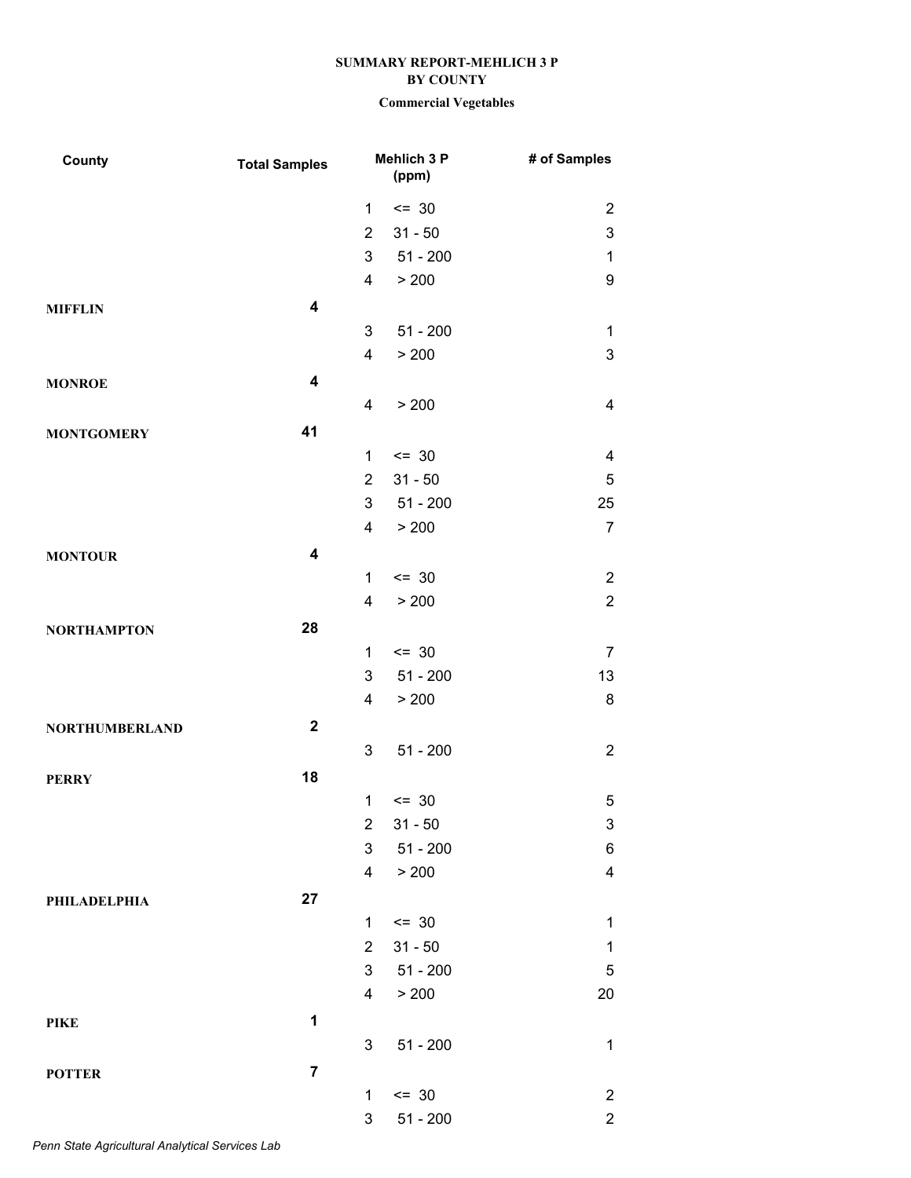**SUMMARY REPORT-MEHLICH 3 P**
**BY COUNTY**
**Commercial Vegetables**

| County | Total Samples | | Mehlich 3 P (ppm) | # of Samples |
|---|---|---|---|---|
| | | 1 | <= 30 | 2 |
| | | 2 | 31 - 50 | 3 |
| | | 3 | 51 - 200 | 1 |
| | | 4 | > 200 | 9 |
| **MIFFLIN** | **4** | | | |
| | | 3 | 51 - 200 | 1 |
| | | 4 | > 200 | 3 |
| **MONROE** | **4** | | | |
| | | 4 | > 200 | 4 |
| **MONTGOMERY** | **41** | | | |
| | | 1 | <= 30 | 4 |
| | | 2 | 31 - 50 | 5 |
| | | 3 | 51 - 200 | 25 |
| | | 4 | > 200 | 7 |
| **MONTOUR** | **4** | | | |
| | | 1 | <= 30 | 2 |
| | | 4 | > 200 | 2 |
| **NORTHAMPTON** | **28** | | | |
| | | 1 | <= 30 | 7 |
| | | 3 | 51 - 200 | 13 |
| | | 4 | > 200 | 8 |
| **NORTHUMBERLAND** | **2** | | | |
| | | 3 | 51 - 200 | 2 |
| **PERRY** | **18** | | | |
| | | 1 | <= 30 | 5 |
| | | 2 | 31 - 50 | 3 |
| | | 3 | 51 - 200 | 6 |
| | | 4 | > 200 | 4 |
| **PHILADELPHIA** | **27** | | | |
| | | 1 | <= 30 | 1 |
| | | 2 | 31 - 50 | 1 |
| | | 3 | 51 - 200 | 5 |
| | | 4 | > 200 | 20 |
| **PIKE** | **1** | | | |
| | | 3 | 51 - 200 | 1 |
| **POTTER** | **7** | | | |
| | | 1 | <= 30 | 2 |
| | | 3 | 51 - 200 | 2 |

*Penn State Agricultural Analytical Services Lab*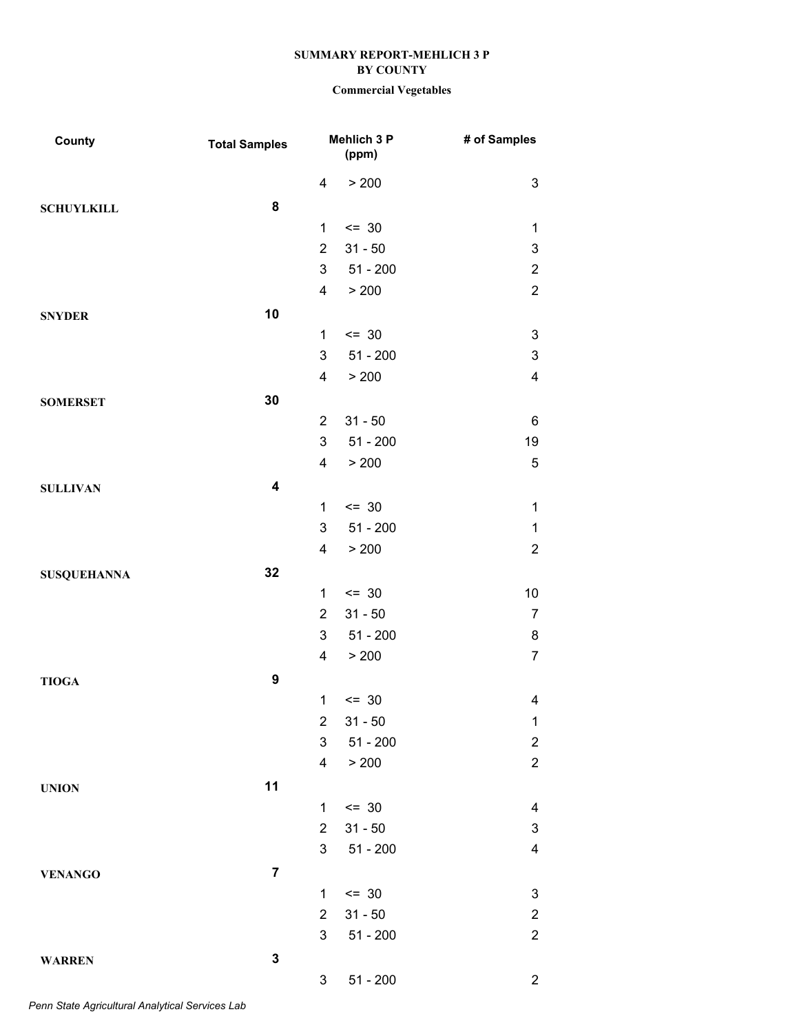**SUMMARY REPORT-MEHLICH 3 P**
**BY COUNTY**
**Commercial Vegetables**

| County | Total Samples | Mehlich 3 P (ppm) | | # of Samples |
|---|---|---|---|---|
| | | 4 | > 200 | 3 |
| **SCHUYLKILL** | **8** | | | |
| | | 1 | <= 30 | 1 |
| | | 2 | 31 - 50 | 3 |
| | | 3 | 51 - 200 | 2 |
| | | 4 | > 200 | 2 |
| **SNYDER** | **10** | | | |
| | | 1 | <= 30 | 3 |
| | | 3 | 51 - 200 | 3 |
| | | 4 | > 200 | 4 |
| **SOMERSET** | **30** | | | |
| | | 2 | 31 - 50 | 6 |
| | | 3 | 51 - 200 | 19 |
| | | 4 | > 200 | 5 |
| **SULLIVAN** | **4** | | | |
| | | 1 | <= 30 | 1 |
| | | 3 | 51 - 200 | 1 |
| | | 4 | > 200 | 2 |
| **SUSQUEHANNA** | **32** | | | |
| | | 1 | <= 30 | 10 |
| | | 2 | 31 - 50 | 7 |
| | | 3 | 51 - 200 | 8 |
| | | 4 | > 200 | 7 |
| **TIOGA** | **9** | | | |
| | | 1 | <= 30 | 4 |
| | | 2 | 31 - 50 | 1 |
| | | 3 | 51 - 200 | 2 |
| | | 4 | > 200 | 2 |
| **UNION** | **11** | | | |
| | | 1 | <= 30 | 4 |
| | | 2 | 31 - 50 | 3 |
| | | 3 | 51 - 200 | 4 |
| **VENANGO** | **7** | | | |
| | | 1 | <= 30 | 3 |
| | | 2 | 31 - 50 | 2 |
| | | 3 | 51 - 200 | 2 |
| **WARREN** | **3** | | | |
| | | 3 | 51 - 200 | 2 |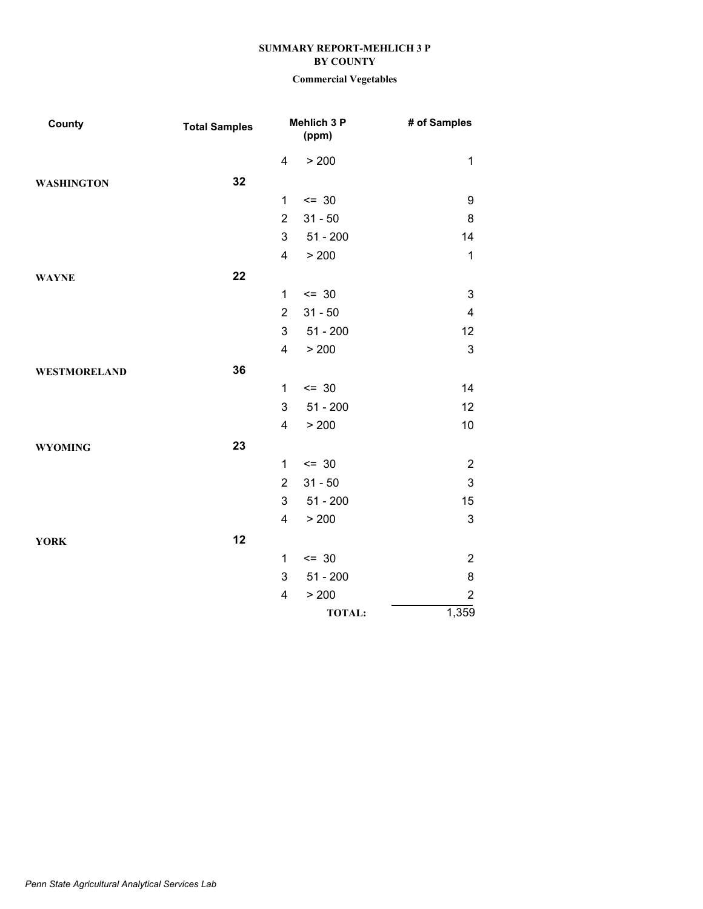**SUMMARY REPORT-MEHLICH 3 P**
**BY COUNTY**

**Commercial Vegetables**

| County | Total Samples | Mehlich 3 P (ppm) | | # of Samples |
|---|---|---|---|---|
| | | 4 | > 200 | 1 |
| **WASHINGTON** | **32** | | | |
| | | 1 | <= 30 | 9 |
| | | 2 | 31 - 50 | 8 |
| | | 3 | 51 - 200 | 14 |
| | | 4 | > 200 | 1 |
| **WAYNE** | **22** | | | |
| | | 1 | <= 30 | 3 |
| | | 2 | 31 - 50 | 4 |
| | | 3 | 51 - 200 | 12 |
| | | 4 | > 200 | 3 |
| **WESTMORELAND** | **36** | | | |
| | | 1 | <= 30 | 14 |
| | | 3 | 51 - 200 | 12 |
| | | 4 | > 200 | 10 |
| **WYOMING** | **23** | | | |
| | | 1 | <= 30 | 2 |
| | | 2 | 31 - 50 | 3 |
| | | 3 | 51 - 200 | 15 |
| | | 4 | > 200 | 3 |
| **YORK** | **12** | | | |
| | | 1 | <= 30 | 2 |
| | | 3 | 51 - 200 | 8 |
| | | 4 | > 200 | 2 |
| | | | **TOTAL:** | 1,359 |

*Penn State Agricultural Analytical Services Lab*